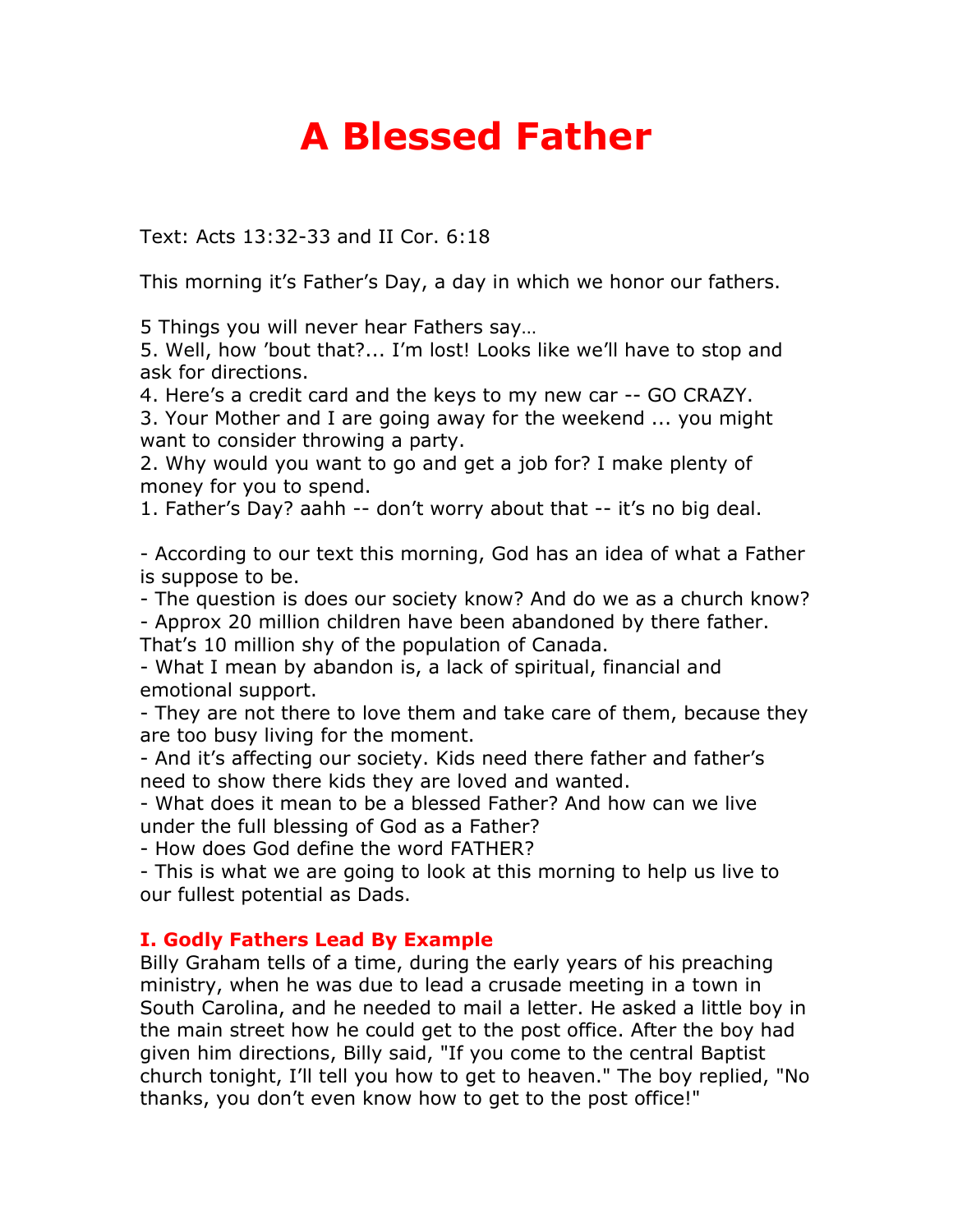# A Blessed Father

Text: Acts 13:32-33 and II Cor. 6:18

This morning it's Father's Day, a day in which we honor our fathers.

5 Things you will never hear Fathers say…
5. Well, how 'bout that?... I'm lost! Looks like we'll have to stop and ask for directions.
4. Here's a credit card and the keys to my new car -- GO CRAZY.
3. Your Mother and I are going away for the weekend ... you might want to consider throwing a party.
2. Why would you want to go and get a job for? I make plenty of money for you to spend.
1. Father's Day? aahh -- don't worry about that -- it's no big deal.

- According to our text this morning, God has an idea of what a Father is suppose to be.
- The question is does our society know? And do we as a church know?
- Approx 20 million children have been abandoned by there father. That's 10 million shy of the population of Canada.
- What I mean by abandon is, a lack of spiritual, financial and emotional support.
- They are not there to love them and take care of them, because they are too busy living for the moment.
- And it's affecting our society. Kids need there father and father's need to show there kids they are loved and wanted.
- What does it mean to be a blessed Father? And how can we live under the full blessing of God as a Father?
- How does God define the word FATHER?
- This is what we are going to look at this morning to help us live to our fullest potential as Dads.

### I. Godly Fathers Lead By Example

Billy Graham tells of a time, during the early years of his preaching ministry, when he was due to lead a crusade meeting in a town in South Carolina, and he needed to mail a letter. He asked a little boy in the main street how he could get to the post office. After the boy had given him directions, Billy said, "If you come to the central Baptist church tonight, I'll tell you how to get to heaven." The boy replied, "No thanks, you don't even know how to get to the post office!"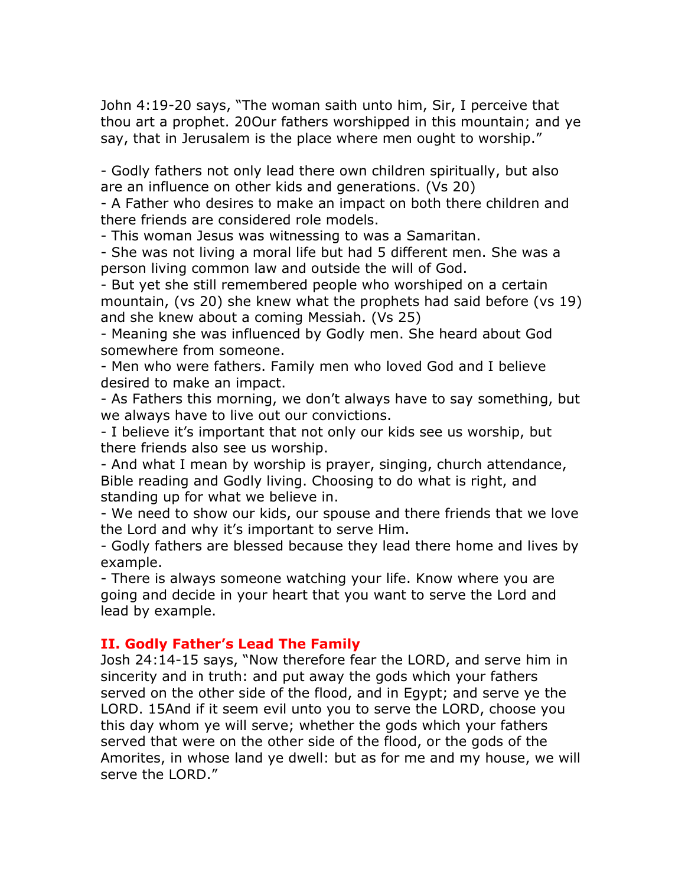John 4:19-20 says, "The woman saith unto him, Sir, I perceive that thou art a prophet. 20Our fathers worshipped in this mountain; and ye say, that in Jerusalem is the place where men ought to worship."

- Godly fathers not only lead there own children spiritually, but also are an influence on other kids and generations. (Vs 20)
- A Father who desires to make an impact on both there children and there friends are considered role models.
- This woman Jesus was witnessing to was a Samaritan.
- She was not living a moral life but had 5 different men. She was a person living common law and outside the will of God.
- But yet she still remembered people who worshiped on a certain mountain, (vs 20) she knew what the prophets had said before (vs 19) and she knew about a coming Messiah. (Vs 25)
- Meaning she was influenced by Godly men. She heard about God somewhere from someone.
- Men who were fathers. Family men who loved God and I believe desired to make an impact.
- As Fathers this morning, we don't always have to say something, but we always have to live out our convictions.
- I believe it's important that not only our kids see us worship, but there friends also see us worship.
- And what I mean by worship is prayer, singing, church attendance, Bible reading and Godly living. Choosing to do what is right, and standing up for what we believe in.
- We need to show our kids, our spouse and there friends that we love the Lord and why it's important to serve Him.
- Godly fathers are blessed because they lead there home and lives by example.
- There is always someone watching your life. Know where you are going and decide in your heart that you want to serve the Lord and lead by example.

## II. Godly Father's Lead The Family

Josh 24:14-15 says, "Now therefore fear the LORD, and serve him in sincerity and in truth: and put away the gods which your fathers served on the other side of the flood, and in Egypt; and serve ye the LORD. 15And if it seem evil unto you to serve the LORD, choose you this day whom ye will serve; whether the gods which your fathers served that were on the other side of the flood, or the gods of the Amorites, in whose land ye dwell: but as for me and my house, we will serve the LORD."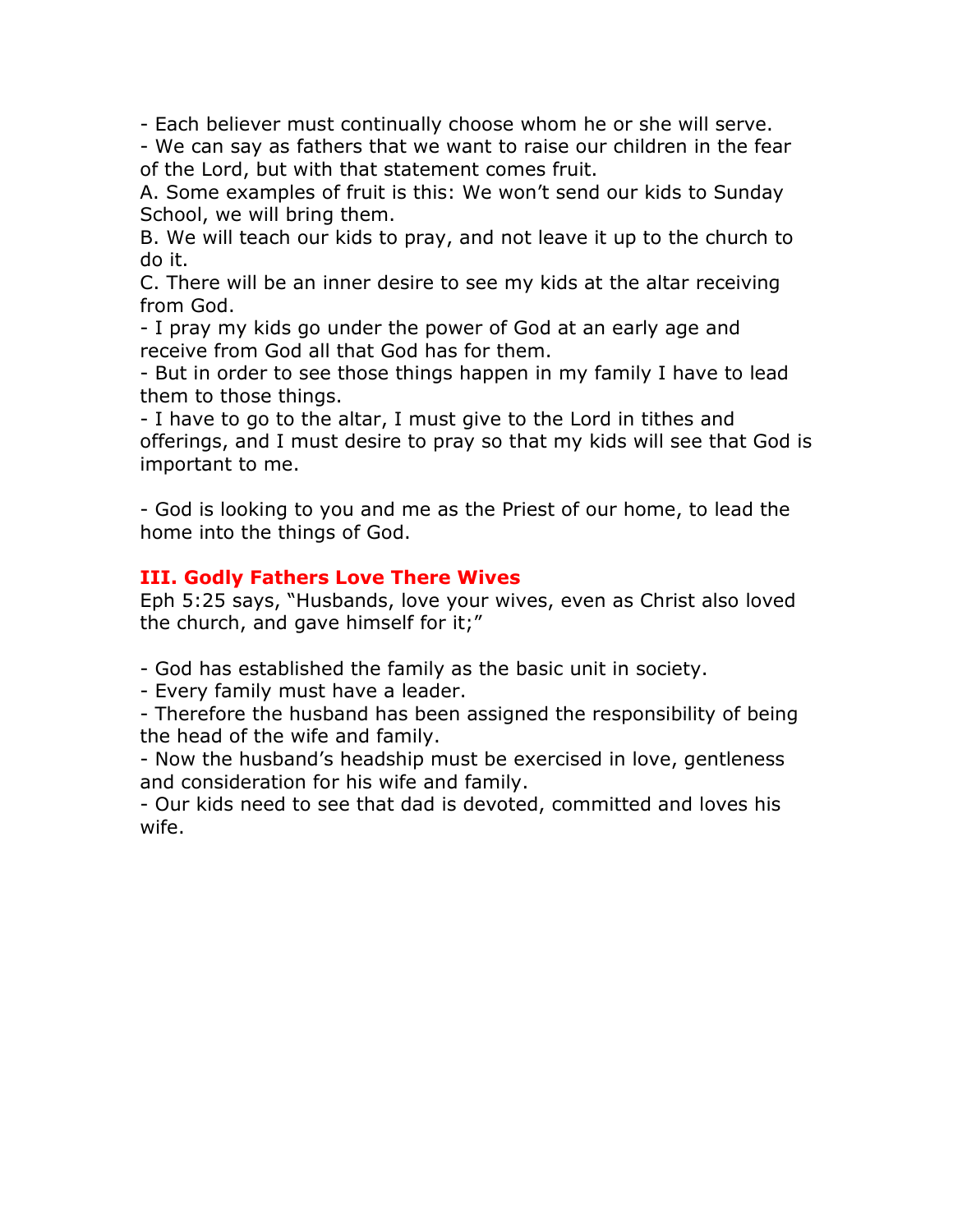- Each believer must continually choose whom he or she will serve.
- We can say as fathers that we want to raise our children in the fear of the Lord, but with that statement comes fruit.

A. Some examples of fruit is this: We won't send our kids to Sunday School, we will bring them.
B. We will teach our kids to pray, and not leave it up to the church to do it.
C. There will be an inner desire to see my kids at the altar receiving from God.

- I pray my kids go under the power of God at an early age and receive from God all that God has for them.
- But in order to see those things happen in my family I have to lead them to those things.
- I have to go to the altar, I must give to the Lord in tithes and offerings, and I must desire to pray so that my kids will see that God is important to me.

- God is looking to you and me as the Priest of our home, to lead the home into the things of God.

### III. Godly Fathers Love There Wives

Eph 5:25 says, "Husbands, love your wives, even as Christ also loved the church, and gave himself for it;"

- God has established the family as the basic unit in society.
- Every family must have a leader.
- Therefore the husband has been assigned the responsibility of being the head of the wife and family.
- Now the husband's headship must be exercised in love, gentleness and consideration for his wife and family.
- Our kids need to see that dad is devoted, committed and loves his wife.